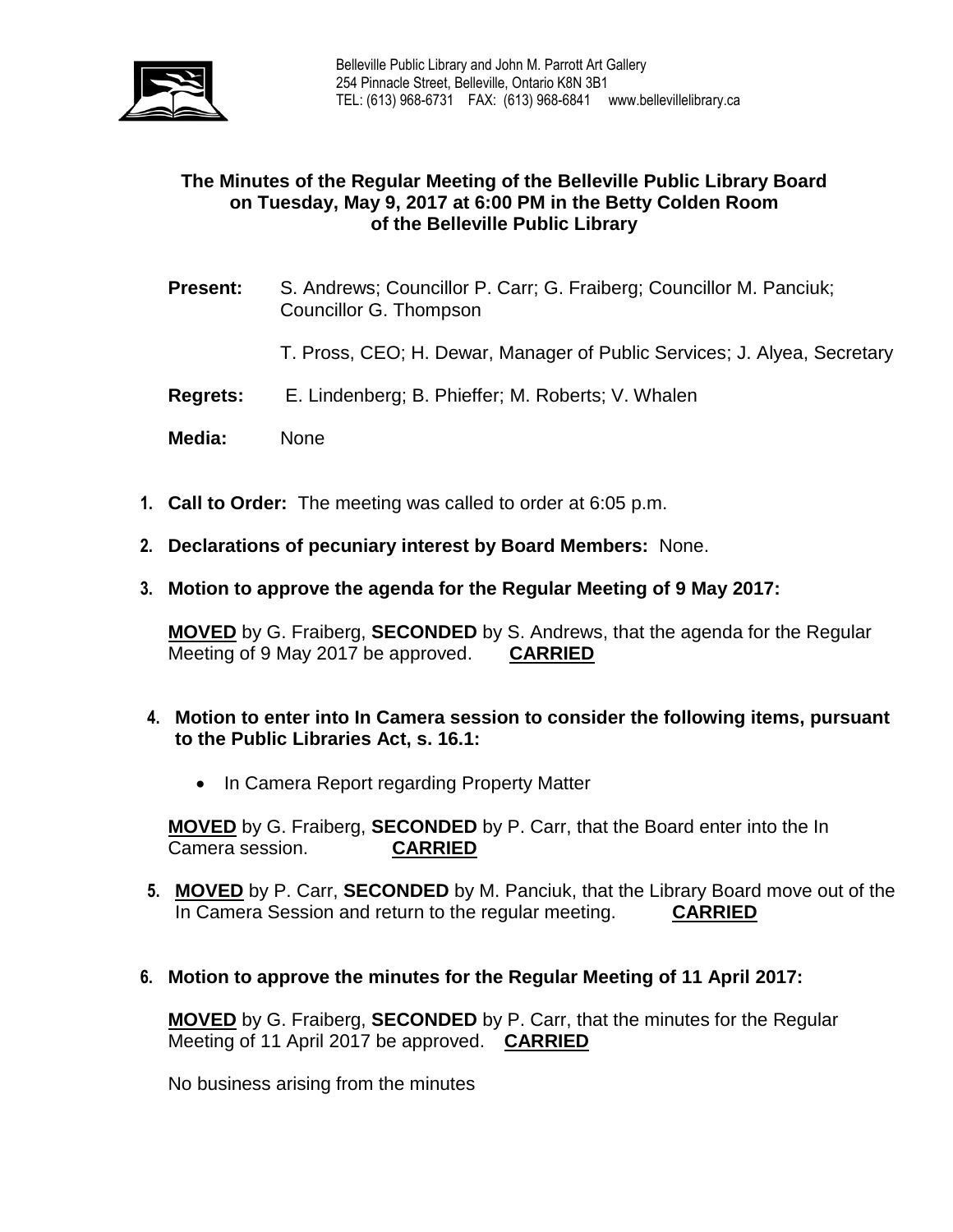Belleville Public Library and John M. Parrott Art Gallery
254 Pinnacle Street, Belleville, Ontario K8N 3B1
TEL: (613) 968-6731 FAX: (613) 968-6841 www.bellevillelibrary.ca

**The Minutes of the Regular Meeting of the Belleville Public Library Board on Tuesday, May 9, 2017 at 6:00 PM in the Betty Colden Room of the Belleville Public Library**

**Present:** S. Andrews; Councillor P. Carr; G. Fraiberg; Councillor M. Panciuk; Councillor G. Thompson

T. Pross, CEO; H. Dewar, Manager of Public Services; J. Alyea, Secretary

**Regrets:** E. Lindenberg; B. Phieffer; M. Roberts; V. Whalen

**Media:** None

1. **Call to Order:** The meeting was called to order at 6:05 p.m.

2. **Declarations of pecuniary interest by Board Members:** None.

3. **Motion to approve the agenda for the Regular Meeting of 9 May 2017:**

   **MOVED** by G. Fraiberg, **SECONDED** by S. Andrews, that the agenda for the Regular Meeting of 9 May 2017 be approved. **CARRIED**

4. **Motion to enter into In Camera session to consider the following items, pursuant to the Public Libraries Act, s. 16.1:**

   - In Camera Report regarding Property Matter

   **MOVED** by G. Fraiberg, **SECONDED** by P. Carr, that the Board enter into the In Camera session. **CARRIED**

5. **MOVED** by P. Carr, **SECONDED** by M. Panciuk, that the Library Board move out of the In Camera Session and return to the regular meeting. **CARRIED**

6. **Motion to approve the minutes for the Regular Meeting of 11 April 2017:**

   **MOVED** by G. Fraiberg, **SECONDED** by P. Carr, that the minutes for the Regular Meeting of 11 April 2017 be approved. **CARRIED**

   No business arising from the minutes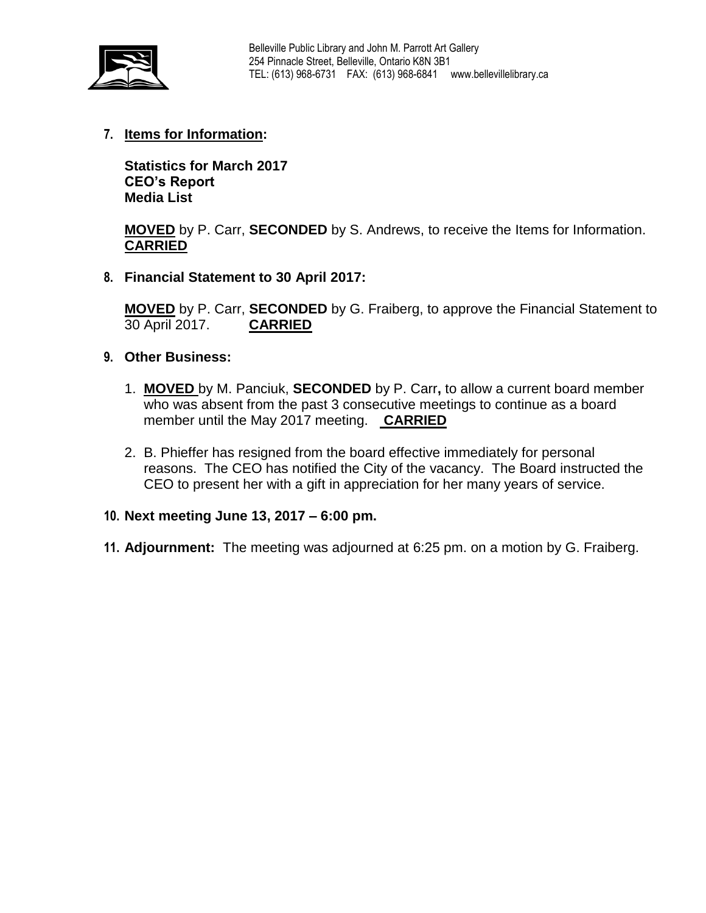Belleville Public Library and John M. Parrott Art Gallery
254 Pinnacle Street, Belleville, Ontario K8N 3B1
TEL: (613) 968-6731 FAX: (613) 968-6841 www.bellevillelibrary.ca

**7. Items for Information:**

**Statistics for March 2017**
**CEO's Report**
**Media List**

**MOVED** by P. Carr, **SECONDED** by S. Andrews, to receive the Items for Information. **CARRIED**

**8. Financial Statement to 30 April 2017:**

**MOVED** by P. Carr, **SECONDED** by G. Fraiberg, to approve the Financial Statement to 30 April 2017. **CARRIED**

**9. Other Business:**

1. **MOVED** by M. Panciuk, **SECONDED** by P. Carr**,** to allow a current board member who was absent from the past 3 consecutive meetings to continue as a board member until the May 2017 meeting. **CARRIED**

2. B. Phieffer has resigned from the board effective immediately for personal reasons. The CEO has notified the City of the vacancy. The Board instructed the CEO to present her with a gift in appreciation for her many years of service.

**10. Next meeting June 13, 2017 – 6:00 pm.**

**11. Adjournment:** The meeting was adjourned at 6:25 pm. on a motion by G. Fraiberg.